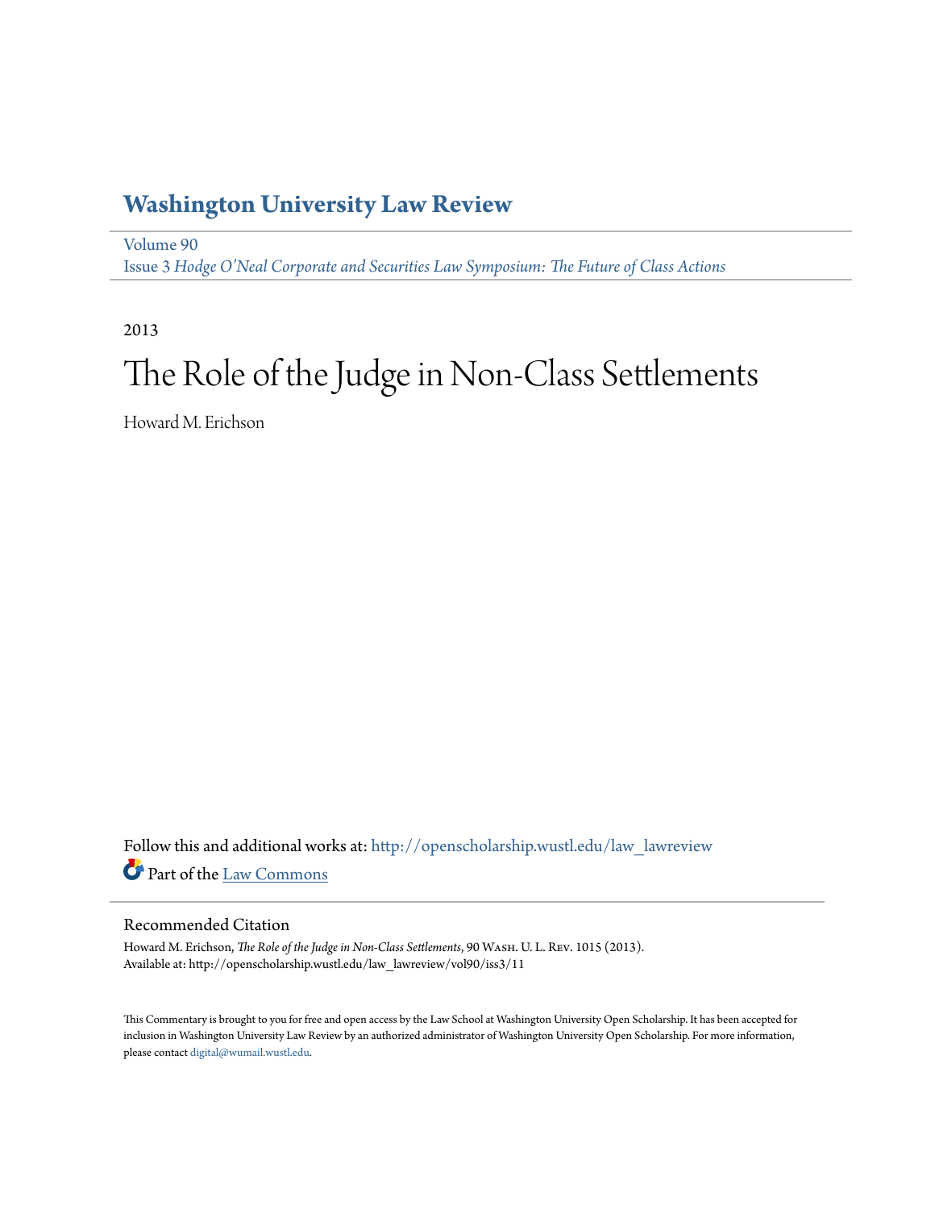# Washington University Law Review

Volume 90
Issue 3 *Hodge O'Neal Corporate and Securities Law Symposium: The Future of Class Actions*

2013

# The Role of the Judge in Non-Class Settlements

Howard M. Erichson

Follow this and additional works at: http://openscholarship.wustl.edu/law_lawreview

Part of the Law Commons

## Recommended Citation

Howard M. Erichson, *The Role of the Judge in Non-Class Settlements*, 90 Wash. U. L. Rev. 1015 (2013).
Available at: http://openscholarship.wustl.edu/law_lawreview/vol90/iss3/11

This Commentary is brought to you for free and open access by the Law School at Washington University Open Scholarship. It has been accepted for inclusion in Washington University Law Review by an authorized administrator of Washington University Open Scholarship. For more information, please contact digital@wumail.wustl.edu.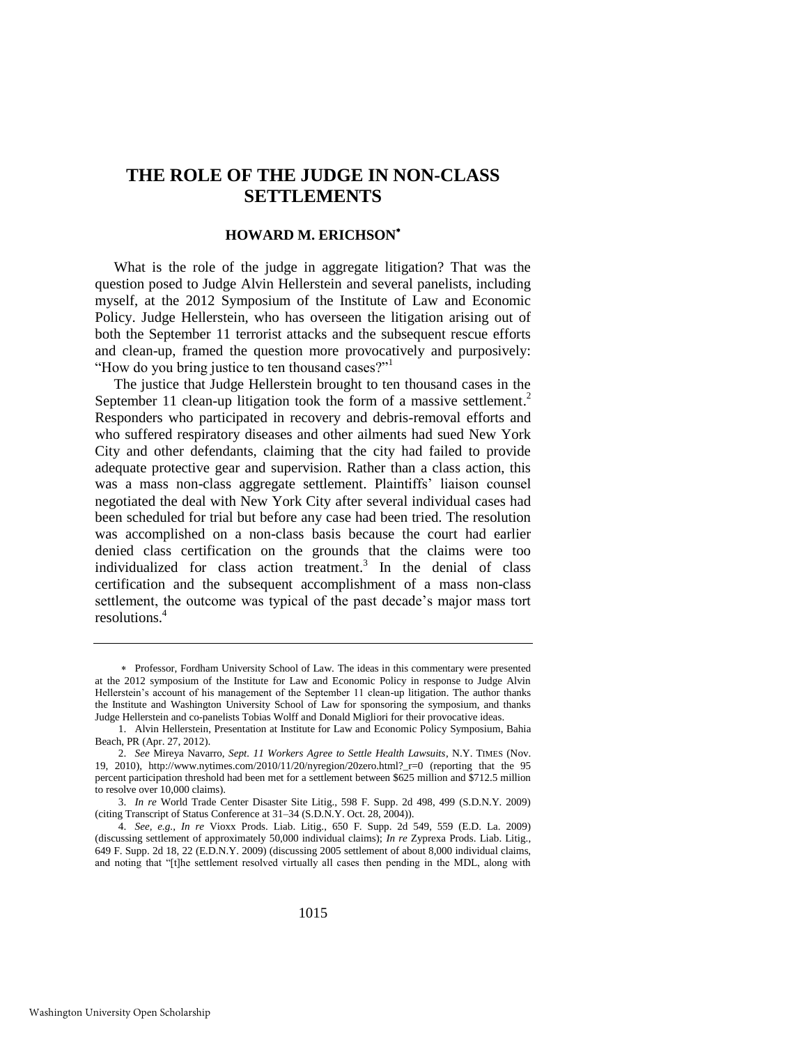# THE ROLE OF THE JUDGE IN NON-CLASS SETTLEMENTS

**HOWARD M. ERICHSON**[*]

What is the role of the judge in aggregate litigation? That was the question posed to Judge Alvin Hellerstein and several panelists, including myself, at the 2012 Symposium of the Institute of Law and Economic Policy. Judge Hellerstein, who has overseen the litigation arising out of both the September 11 terrorist attacks and the subsequent rescue efforts and clean-up, framed the question more provocatively and purposively: "How do you bring justice to ten thousand cases?"[1]

The justice that Judge Hellerstein brought to ten thousand cases in the September 11 clean-up litigation took the form of a massive settlement.[2] Responders who participated in recovery and debris-removal efforts and who suffered respiratory diseases and other ailments had sued New York City and other defendants, claiming that the city had failed to provide adequate protective gear and supervision. Rather than a class action, this was a mass non-class aggregate settlement. Plaintiffs' liaison counsel negotiated the deal with New York City after several individual cases had been scheduled for trial but before any case had been tried. The resolution was accomplished on a non-class basis because the court had earlier denied class certification on the grounds that the claims were too individualized for class action treatment.[3] In the denial of class certification and the subsequent accomplishment of a mass non-class settlement, the outcome was typical of the past decade's major mass tort resolutions.[4]

---

[*] Professor, Fordham University School of Law. The ideas in this commentary were presented at the 2012 symposium of the Institute for Law and Economic Policy in response to Judge Alvin Hellerstein's account of his management of the September 11 clean-up litigation. The author thanks the Institute and Washington University School of Law for sponsoring the symposium, and thanks Judge Hellerstein and co-panelists Tobias Wolff and Donald Migliori for their provocative ideas.

1. Alvin Hellerstein, Presentation at Institute for Law and Economic Policy Symposium, Bahia Beach, PR (Apr. 27, 2012).

2. *See* Mireya Navarro, *Sept. 11 Workers Agree to Settle Health Lawsuits*, N.Y. TIMES (Nov. 19, 2010), http://www.nytimes.com/2010/11/20/nyregion/20zero.html?_r=0 (reporting that the 95 percent participation threshold had been met for a settlement between $625 million and $712.5 million to resolve over 10,000 claims).

3. *In re* World Trade Center Disaster Site Litig., 598 F. Supp. 2d 498, 499 (S.D.N.Y. 2009) (citing Transcript of Status Conference at 31–34 (S.D.N.Y. Oct. 28, 2004)).

4. *See, e.g.*, *In re* Vioxx Prods. Liab. Litig., 650 F. Supp. 2d 549, 559 (E.D. La. 2009) (discussing settlement of approximately 50,000 individual claims); *In re* Zyprexa Prods. Liab. Litig., 649 F. Supp. 2d 18, 22 (E.D.N.Y. 2009) (discussing 2005 settlement of about 8,000 individual claims, and noting that "[t]he settlement resolved virtually all cases then pending in the MDL, along with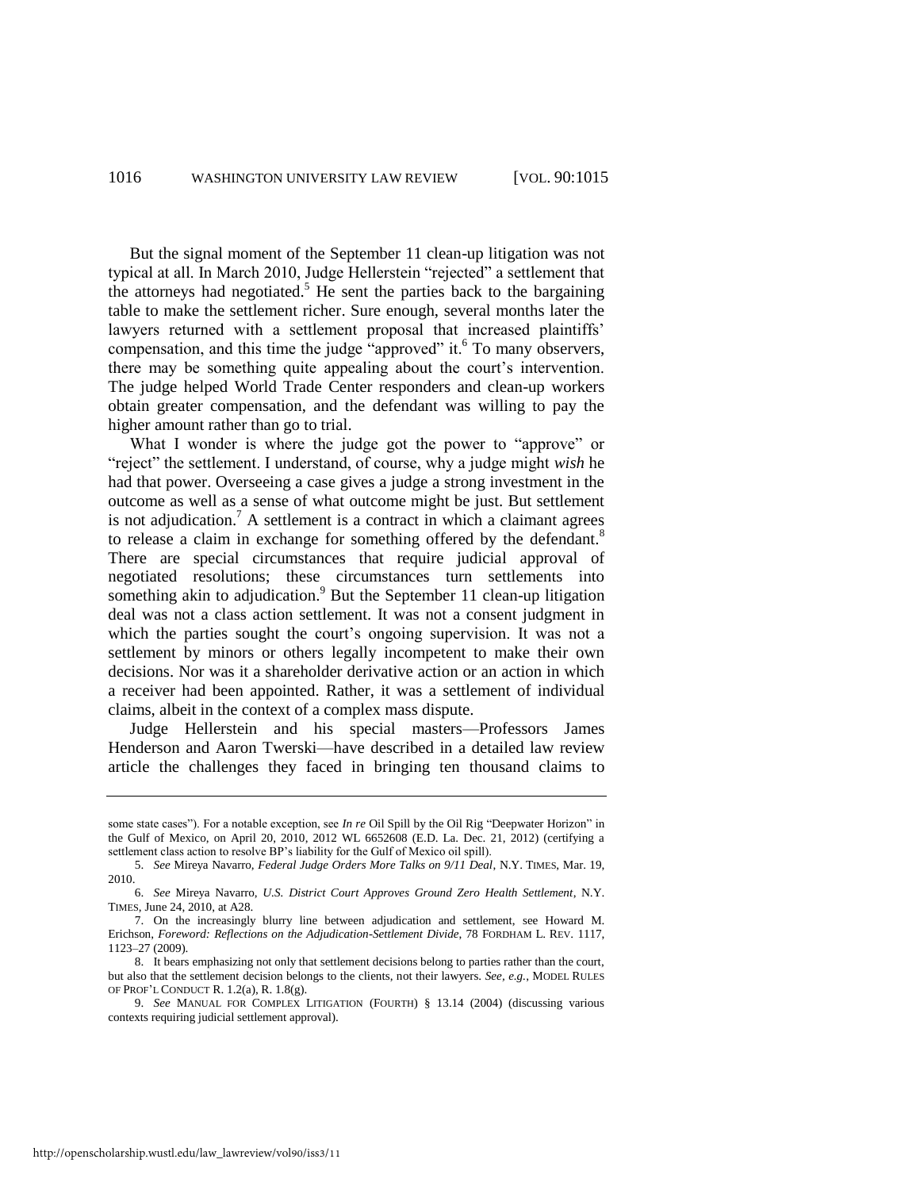But the signal moment of the September 11 clean-up litigation was not typical at all. In March 2010, Judge Hellerstein "rejected" a settlement that the attorneys had negotiated.[5] He sent the parties back to the bargaining table to make the settlement richer. Sure enough, several months later the lawyers returned with a settlement proposal that increased plaintiffs' compensation, and this time the judge "approved" it.[6] To many observers, there may be something quite appealing about the court's intervention. The judge helped World Trade Center responders and clean-up workers obtain greater compensation, and the defendant was willing to pay the higher amount rather than go to trial.

What I wonder is where the judge got the power to "approve" or "reject" the settlement. I understand, of course, why a judge might *wish* he had that power. Overseeing a case gives a judge a strong investment in the outcome as well as a sense of what outcome might be just. But settlement is not adjudication.[7] A settlement is a contract in which a claimant agrees to release a claim in exchange for something offered by the defendant.[8] There are special circumstances that require judicial approval of negotiated resolutions; these circumstances turn settlements into something akin to adjudication.[9] But the September 11 clean-up litigation deal was not a class action settlement. It was not a consent judgment in which the parties sought the court's ongoing supervision. It was not a settlement by minors or others legally incompetent to make their own decisions. Nor was it a shareholder derivative action or an action in which a receiver had been appointed. Rather, it was a settlement of individual claims, albeit in the context of a complex mass dispute.

Judge Hellerstein and his special masters—Professors James Henderson and Aaron Twerski—have described in a detailed law review article the challenges they faced in bringing ten thousand claims to

---

some state cases"). For a notable exception, see *In re* Oil Spill by the Oil Rig "Deepwater Horizon" in the Gulf of Mexico, on April 20, 2010, 2012 WL 6652608 (E.D. La. Dec. 21, 2012) (certifying a settlement class action to resolve BP's liability for the Gulf of Mexico oil spill).

5. *See* Mireya Navarro, *Federal Judge Orders More Talks on 9/11 Deal*, N.Y. TIMES, Mar. 19, 2010.

6. *See* Mireya Navarro, *U.S. District Court Approves Ground Zero Health Settlement*, N.Y. TIMES, June 24, 2010, at A28.

7. On the increasingly blurry line between adjudication and settlement, see Howard M. Erichson, *Foreword: Reflections on the Adjudication-Settlement Divide*, 78 FORDHAM L. REV. 1117, 1123–27 (2009).

8. It bears emphasizing not only that settlement decisions belong to parties rather than the court, but also that the settlement decision belongs to the clients, not their lawyers. *See, e.g.*, MODEL RULES OF PROF'L CONDUCT R. 1.2(a), R. 1.8(g).

9. *See* MANUAL FOR COMPLEX LITIGATION (FOURTH) § 13.14 (2004) (discussing various contexts requiring judicial settlement approval).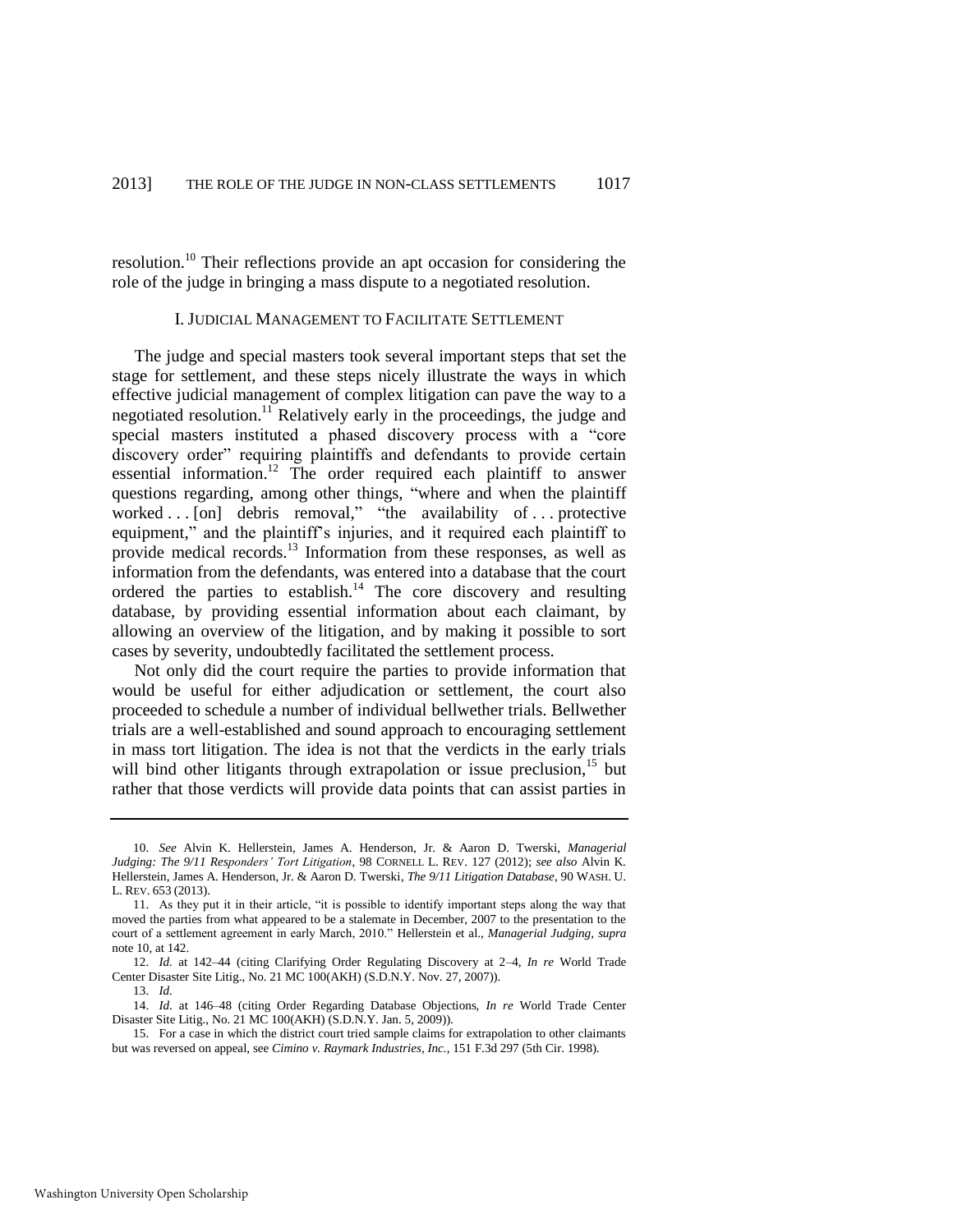resolution.[10] Their reflections provide an apt occasion for considering the role of the judge in bringing a mass dispute to a negotiated resolution.

## I. JUDICIAL MANAGEMENT TO FACILITATE SETTLEMENT

The judge and special masters took several important steps that set the stage for settlement, and these steps nicely illustrate the ways in which effective judicial management of complex litigation can pave the way to a negotiated resolution.[11] Relatively early in the proceedings, the judge and special masters instituted a phased discovery process with a "core discovery order" requiring plaintiffs and defendants to provide certain essential information.[12] The order required each plaintiff to answer questions regarding, among other things, "where and when the plaintiff worked . . . [on] debris removal," "the availability of . . . protective equipment," and the plaintiff's injuries, and it required each plaintiff to provide medical records.[13] Information from these responses, as well as information from the defendants, was entered into a database that the court ordered the parties to establish.[14] The core discovery and resulting database, by providing essential information about each claimant, by allowing an overview of the litigation, and by making it possible to sort cases by severity, undoubtedly facilitated the settlement process.

Not only did the court require the parties to provide information that would be useful for either adjudication or settlement, the court also proceeded to schedule a number of individual bellwether trials. Bellwether trials are a well-established and sound approach to encouraging settlement in mass tort litigation. The idea is not that the verdicts in the early trials will bind other litigants through extrapolation or issue preclusion,[15] but rather that those verdicts will provide data points that can assist parties in

---

10. *See* Alvin K. Hellerstein, James A. Henderson, Jr. & Aaron D. Twerski, *Managerial Judging: The 9/11 Responders' Tort Litigation*, 98 CORNELL L. REV. 127 (2012); *see also* Alvin K. Hellerstein, James A. Henderson, Jr. & Aaron D. Twerski, *The 9/11 Litigation Database*, 90 WASH. U. L. REV. 653 (2013).

11. As they put it in their article, "it is possible to identify important steps along the way that moved the parties from what appeared to be a stalemate in December, 2007 to the presentation to the court of a settlement agreement in early March, 2010." Hellerstein et al., *Managerial Judging*, *supra* note 10, at 142.

12. *Id.* at 142–44 (citing Clarifying Order Regulating Discovery at 2–4, *In re* World Trade Center Disaster Site Litig., No. 21 MC 100(AKH) (S.D.N.Y. Nov. 27, 2007)).

13. *Id.*

14. *Id.* at 146–48 (citing Order Regarding Database Objections, *In re* World Trade Center Disaster Site Litig., No. 21 MC 100(AKH) (S.D.N.Y. Jan. 5, 2009)).

15. For a case in which the district court tried sample claims for extrapolation to other claimants but was reversed on appeal, see *Cimino v. Raymark Industries, Inc.*, 151 F.3d 297 (5th Cir. 1998).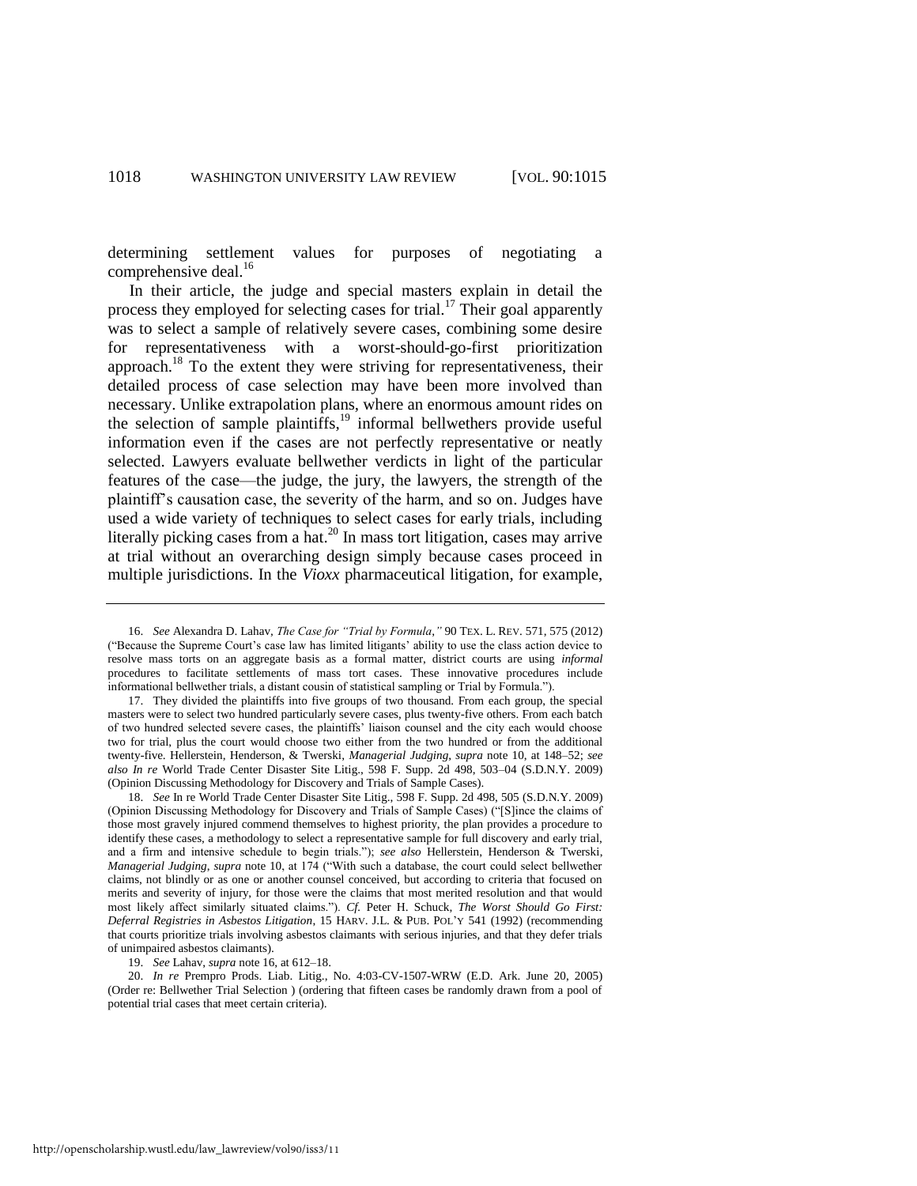determining settlement values for purposes of negotiating a comprehensive deal.[16]

In their article, the judge and special masters explain in detail the process they employed for selecting cases for trial.[17] Their goal apparently was to select a sample of relatively severe cases, combining some desire for representativeness with a worst-should-go-first prioritization approach.[18] To the extent they were striving for representativeness, their detailed process of case selection may have been more involved than necessary. Unlike extrapolation plans, where an enormous amount rides on the selection of sample plaintiffs,[19] informal bellwethers provide useful information even if the cases are not perfectly representative or neatly selected. Lawyers evaluate bellwether verdicts in light of the particular features of the case—the judge, the jury, the lawyers, the strength of the plaintiff's causation case, the severity of the harm, and so on. Judges have used a wide variety of techniques to select cases for early trials, including literally picking cases from a hat.[20] In mass tort litigation, cases may arrive at trial without an overarching design simply because cases proceed in multiple jurisdictions. In the *Vioxx* pharmaceutical litigation, for example,

---

16. *See* Alexandra D. Lahav, *The Case for "Trial by Formula*,*"* 90 TEX. L. REV. 571, 575 (2012) ("Because the Supreme Court's case law has limited litigants' ability to use the class action device to resolve mass torts on an aggregate basis as a formal matter, district courts are using *informal* procedures to facilitate settlements of mass tort cases. These innovative procedures include informational bellwether trials, a distant cousin of statistical sampling or Trial by Formula.").

17. They divided the plaintiffs into five groups of two thousand. From each group, the special masters were to select two hundred particularly severe cases, plus twenty-five others. From each batch of two hundred selected severe cases, the plaintiffs' liaison counsel and the city each would choose two for trial, plus the court would choose two either from the two hundred or from the additional twenty-five. Hellerstein, Henderson, & Twerski, *Managerial Judging*, *supra* note 10, at 148–52; *see also In re* World Trade Center Disaster Site Litig., 598 F. Supp. 2d 498, 503–04 (S.D.N.Y. 2009) (Opinion Discussing Methodology for Discovery and Trials of Sample Cases).

18. *See* In re World Trade Center Disaster Site Litig., 598 F. Supp. 2d 498, 505 (S.D.N.Y. 2009) (Opinion Discussing Methodology for Discovery and Trials of Sample Cases) ("[S]ince the claims of those most gravely injured commend themselves to highest priority, the plan provides a procedure to identify these cases, a methodology to select a representative sample for full discovery and early trial, and a firm and intensive schedule to begin trials."); *see also* Hellerstein, Henderson & Twerski, *Managerial Judging*, *supra* note 10, at 174 ("With such a database, the court could select bellwether claims, not blindly or as one or another counsel conceived, but according to criteria that focused on merits and severity of injury, for those were the claims that most merited resolution and that would most likely affect similarly situated claims."). *Cf.* Peter H. Schuck, *The Worst Should Go First: Deferral Registries in Asbestos Litigation*, 15 HARV. J.L. & PUB. POL'Y 541 (1992) (recommending that courts prioritize trials involving asbestos claimants with serious injuries, and that they defer trials of unimpaired asbestos claimants).

19. *See* Lahav, *supra* note 16, at 612–18.

20. *In re* Prempro Prods. Liab. Litig., No. 4:03-CV-1507-WRW (E.D. Ark. June 20, 2005) (Order re: Bellwether Trial Selection ) (ordering that fifteen cases be randomly drawn from a pool of potential trial cases that meet certain criteria).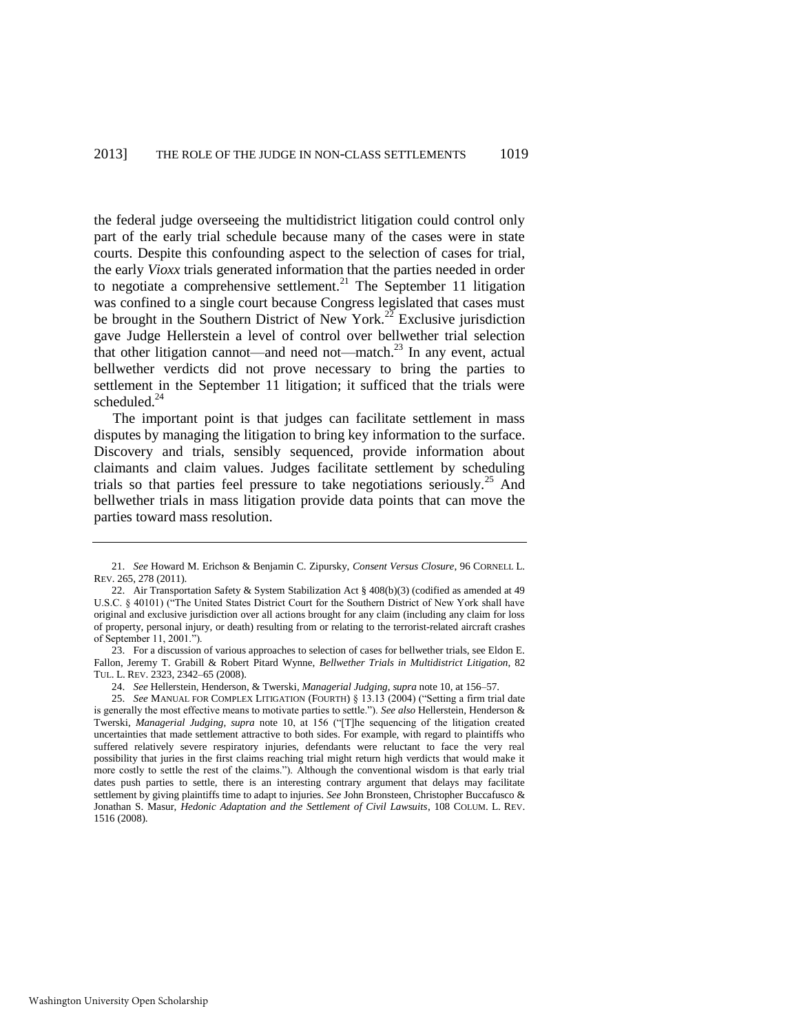the federal judge overseeing the multidistrict litigation could control only part of the early trial schedule because many of the cases were in state courts. Despite this confounding aspect to the selection of cases for trial, the early *Vioxx* trials generated information that the parties needed in order to negotiate a comprehensive settlement.[21] The September 11 litigation was confined to a single court because Congress legislated that cases must be brought in the Southern District of New York.[22] Exclusive jurisdiction gave Judge Hellerstein a level of control over bellwether trial selection that other litigation cannot—and need not—match.[23] In any event, actual bellwether verdicts did not prove necessary to bring the parties to settlement in the September 11 litigation; it sufficed that the trials were scheduled.[24]

The important point is that judges can facilitate settlement in mass disputes by managing the litigation to bring key information to the surface. Discovery and trials, sensibly sequenced, provide information about claimants and claim values. Judges facilitate settlement by scheduling trials so that parties feel pressure to take negotiations seriously.[25] And bellwether trials in mass litigation provide data points that can move the parties toward mass resolution.

---

21. *See* Howard M. Erichson & Benjamin C. Zipursky, *Consent Versus Closure*, 96 CORNELL L. REV. 265, 278 (2011).

22. Air Transportation Safety & System Stabilization Act § 408(b)(3) (codified as amended at 49 U.S.C. § 40101) ("The United States District Court for the Southern District of New York shall have original and exclusive jurisdiction over all actions brought for any claim (including any claim for loss of property, personal injury, or death) resulting from or relating to the terrorist-related aircraft crashes of September 11, 2001.").

23. For a discussion of various approaches to selection of cases for bellwether trials, see Eldon E. Fallon, Jeremy T. Grabill & Robert Pitard Wynne, *Bellwether Trials in Multidistrict Litigation*, 82 TUL. L. REV. 2323, 2342–65 (2008).

24. *See* Hellerstein, Henderson, & Twerski, *Managerial Judging*, *supra* note 10, at 156–57.

25. *See* MANUAL FOR COMPLEX LITIGATION (FOURTH) § 13.13 (2004) ("Setting a firm trial date is generally the most effective means to motivate parties to settle."). *See also* Hellerstein, Henderson & Twerski, *Managerial Judging*, *supra* note 10, at 156 ("[T]he sequencing of the litigation created uncertainties that made settlement attractive to both sides. For example, with regard to plaintiffs who suffered relatively severe respiratory injuries, defendants were reluctant to face the very real possibility that juries in the first claims reaching trial might return high verdicts that would make it more costly to settle the rest of the claims."). Although the conventional wisdom is that early trial dates push parties to settle, there is an interesting contrary argument that delays may facilitate settlement by giving plaintiffs time to adapt to injuries. *See* John Bronsteen, Christopher Buccafusco & Jonathan S. Masur, *Hedonic Adaptation and the Settlement of Civil Lawsuits*, 108 COLUM. L. REV. 1516 (2008).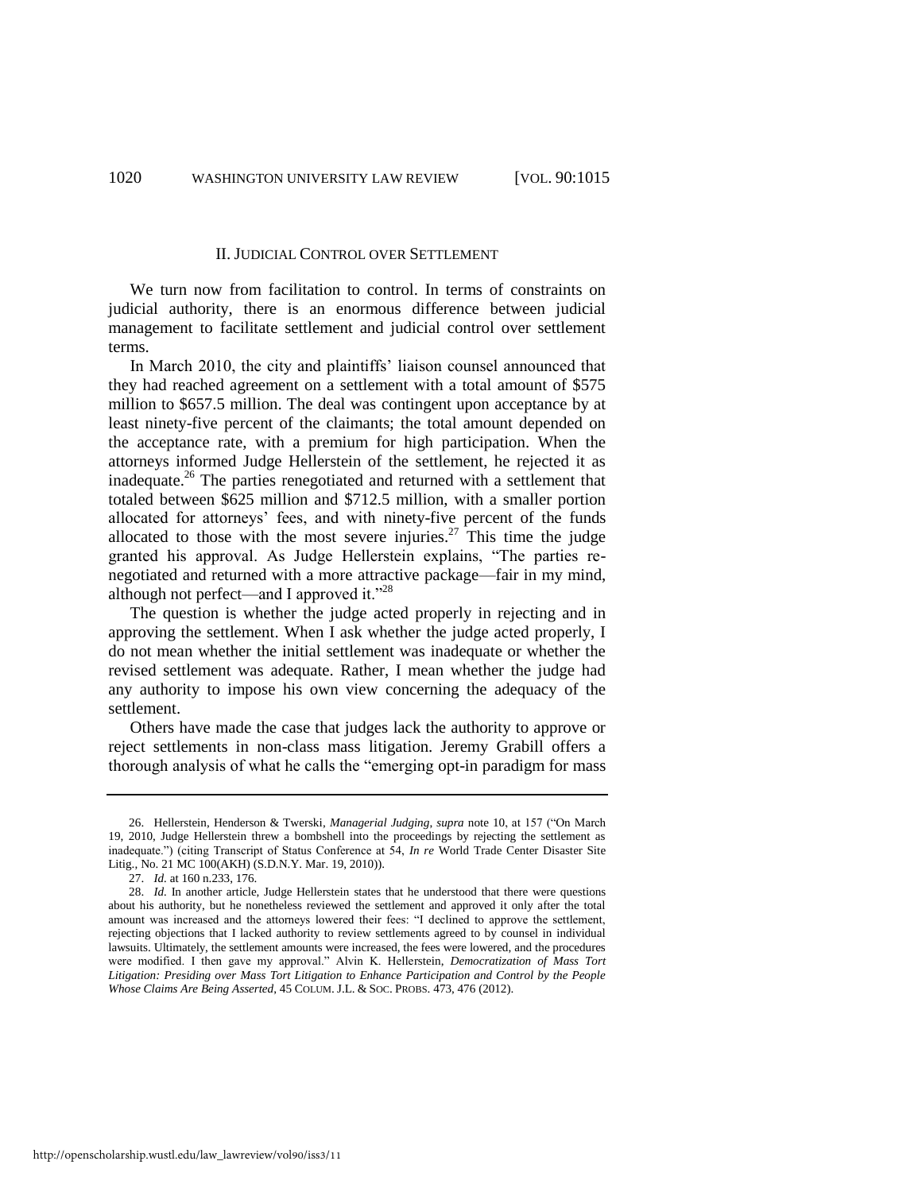## II. JUDICIAL CONTROL OVER SETTLEMENT

We turn now from facilitation to control. In terms of constraints on judicial authority, there is an enormous difference between judicial management to facilitate settlement and judicial control over settlement terms.

In March 2010, the city and plaintiffs' liaison counsel announced that they had reached agreement on a settlement with a total amount of $575 million to $657.5 million. The deal was contingent upon acceptance by at least ninety-five percent of the claimants; the total amount depended on the acceptance rate, with a premium for high participation. When the attorneys informed Judge Hellerstein of the settlement, he rejected it as inadequate.[26] The parties renegotiated and returned with a settlement that totaled between $625 million and $712.5 million, with a smaller portion allocated for attorneys' fees, and with ninety-five percent of the funds allocated to those with the most severe injuries.[27] This time the judge granted his approval. As Judge Hellerstein explains, "The parties re-negotiated and returned with a more attractive package—fair in my mind, although not perfect—and I approved it."[28]

The question is whether the judge acted properly in rejecting and in approving the settlement. When I ask whether the judge acted properly, I do not mean whether the initial settlement was inadequate or whether the revised settlement was adequate. Rather, I mean whether the judge had any authority to impose his own view concerning the adequacy of the settlement.

Others have made the case that judges lack the authority to approve or reject settlements in non-class mass litigation. Jeremy Grabill offers a thorough analysis of what he calls the "emerging opt-in paradigm for mass

---

26. Hellerstein, Henderson & Twerski, *Managerial Judging*, *supra* note 10, at 157 ("On March 19, 2010, Judge Hellerstein threw a bombshell into the proceedings by rejecting the settlement as inadequate.") (citing Transcript of Status Conference at 54, *In re* World Trade Center Disaster Site Litig., No. 21 MC 100(AKH) (S.D.N.Y. Mar. 19, 2010)).

27. *Id.* at 160 n.233, 176.

28. *Id.* In another article, Judge Hellerstein states that he understood that there were questions about his authority, but he nonetheless reviewed the settlement and approved it only after the total amount was increased and the attorneys lowered their fees: "I declined to approve the settlement, rejecting objections that I lacked authority to review settlements agreed to by counsel in individual lawsuits. Ultimately, the settlement amounts were increased, the fees were lowered, and the procedures were modified. I then gave my approval." Alvin K. Hellerstein, *Democratization of Mass Tort Litigation: Presiding over Mass Tort Litigation to Enhance Participation and Control by the People Whose Claims Are Being Asserted*, 45 COLUM. J.L. & SOC. PROBS. 473, 476 (2012).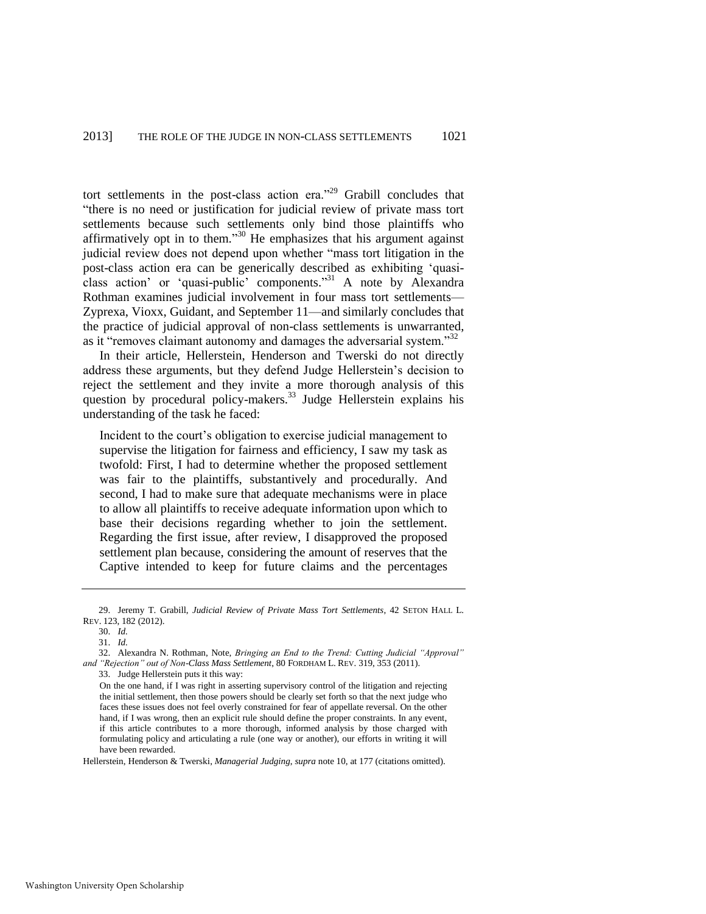tort settlements in the post-class action era."[29] Grabill concludes that "there is no need or justification for judicial review of private mass tort settlements because such settlements only bind those plaintiffs who affirmatively opt in to them."[30] He emphasizes that his argument against judicial review does not depend upon whether "mass tort litigation in the post-class action era can be generically described as exhibiting 'quasi-class action' or 'quasi-public' components."[31] A note by Alexandra Rothman examines judicial involvement in four mass tort settlements—Zyprexa, Vioxx, Guidant, and September 11—and similarly concludes that the practice of judicial approval of non-class settlements is unwarranted, as it "removes claimant autonomy and damages the adversarial system."[32]

In their article, Hellerstein, Henderson and Twerski do not directly address these arguments, but they defend Judge Hellerstein's decision to reject the settlement and they invite a more thorough analysis of this question by procedural policy-makers.[33] Judge Hellerstein explains his understanding of the task he faced:

> Incident to the court's obligation to exercise judicial management to supervise the litigation for fairness and efficiency, I saw my task as twofold: First, I had to determine whether the proposed settlement was fair to the plaintiffs, substantively and procedurally. And second, I had to make sure that adequate mechanisms were in place to allow all plaintiffs to receive adequate information upon which to base their decisions regarding whether to join the settlement. Regarding the first issue, after review, I disapproved the proposed settlement plan because, considering the amount of reserves that the Captive intended to keep for future claims and the percentages

---

29. Jeremy T. Grabill, *Judicial Review of Private Mass Tort Settlements*, 42 SETON HALL L. REV. 123, 182 (2012).

30. *Id.*

31. *Id.*

32. Alexandra N. Rothman, Note, *Bringing an End to the Trend: Cutting Judicial "Approval" and "Rejection" out of Non-Class Mass Settlement*, 80 FORDHAM L. REV. 319, 353 (2011).

33. Judge Hellerstein puts it this way:

> On the one hand, if I was right in asserting supervisory control of the litigation and rejecting the initial settlement, then those powers should be clearly set forth so that the next judge who faces these issues does not feel overly constrained for fear of appellate reversal. On the other hand, if I was wrong, then an explicit rule should define the proper constraints. In any event, if this article contributes to a more thorough, informed analysis by those charged with formulating policy and articulating a rule (one way or another), our efforts in writing it will have been rewarded.

Hellerstein, Henderson & Twerski, *Managerial Judging*, *supra* note 10, at 177 (citations omitted).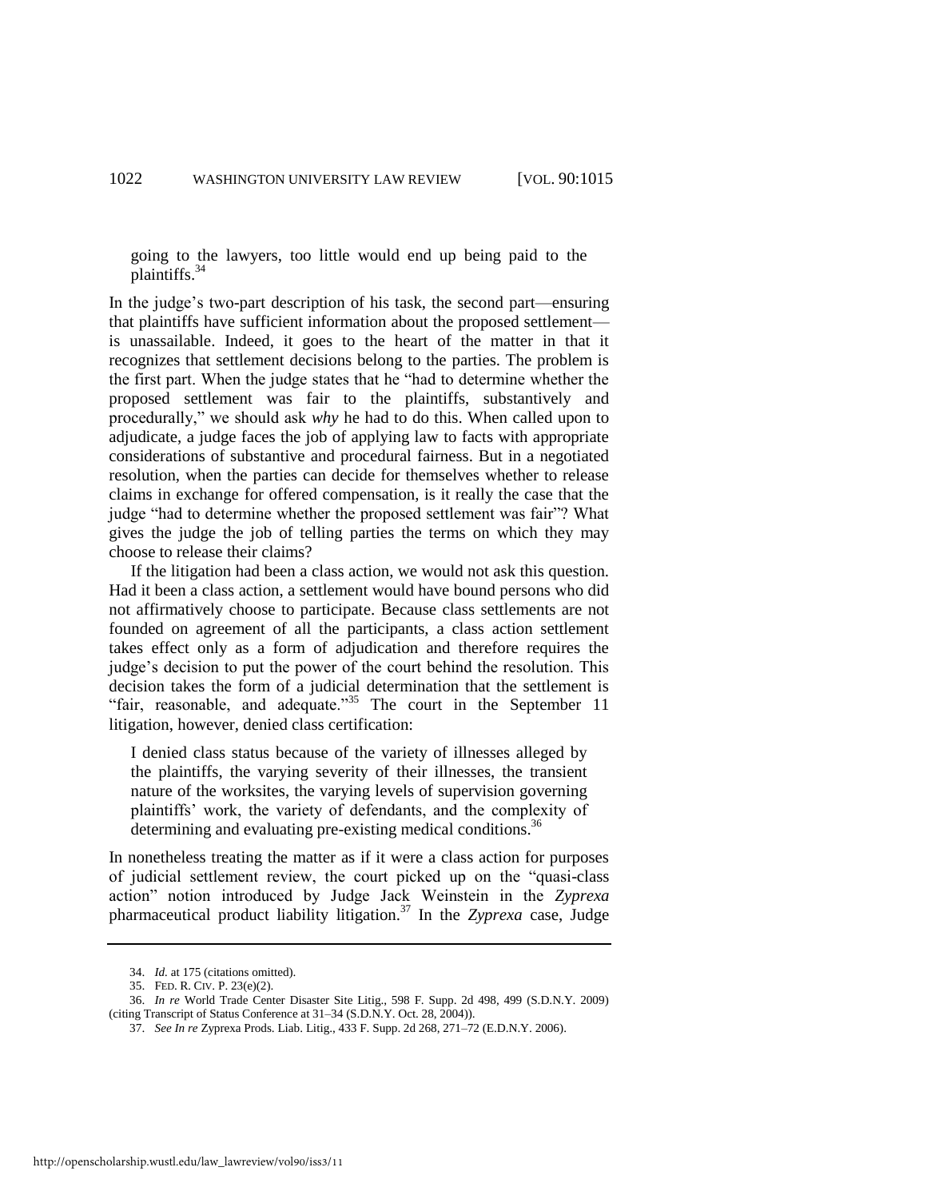going to the lawyers, too little would end up being paid to the plaintiffs.[34]

In the judge's two-part description of his task, the second part—ensuring that plaintiffs have sufficient information about the proposed settlement—is unassailable. Indeed, it goes to the heart of the matter in that it recognizes that settlement decisions belong to the parties. The problem is the first part. When the judge states that he "had to determine whether the proposed settlement was fair to the plaintiffs, substantively and procedurally," we should ask *why* he had to do this. When called upon to adjudicate, a judge faces the job of applying law to facts with appropriate considerations of substantive and procedural fairness. But in a negotiated resolution, when the parties can decide for themselves whether to release claims in exchange for offered compensation, is it really the case that the judge "had to determine whether the proposed settlement was fair"? What gives the judge the job of telling parties the terms on which they may choose to release their claims?

If the litigation had been a class action, we would not ask this question. Had it been a class action, a settlement would have bound persons who did not affirmatively choose to participate. Because class settlements are not founded on agreement of all the participants, a class action settlement takes effect only as a form of adjudication and therefore requires the judge's decision to put the power of the court behind the resolution. This decision takes the form of a judicial determination that the settlement is "fair, reasonable, and adequate."[35] The court in the September 11 litigation, however, denied class certification:

> I denied class status because of the variety of illnesses alleged by the plaintiffs, the varying severity of their illnesses, the transient nature of the worksites, the varying levels of supervision governing plaintiffs' work, the variety of defendants, and the complexity of determining and evaluating pre-existing medical conditions.[36]

In nonetheless treating the matter as if it were a class action for purposes of judicial settlement review, the court picked up on the "quasi-class action" notion introduced by Judge Jack Weinstein in the *Zyprexa* pharmaceutical product liability litigation.[37] In the *Zyprexa* case, Judge

---

34. *Id.* at 175 (citations omitted).

35. FED. R. CIV. P. 23(e)(2).

36. *In re* World Trade Center Disaster Site Litig., 598 F. Supp. 2d 498, 499 (S.D.N.Y. 2009) (citing Transcript of Status Conference at 31–34 (S.D.N.Y. Oct. 28, 2004)).

37. *See In re* Zyprexa Prods. Liab. Litig., 433 F. Supp. 2d 268, 271–72 (E.D.N.Y. 2006).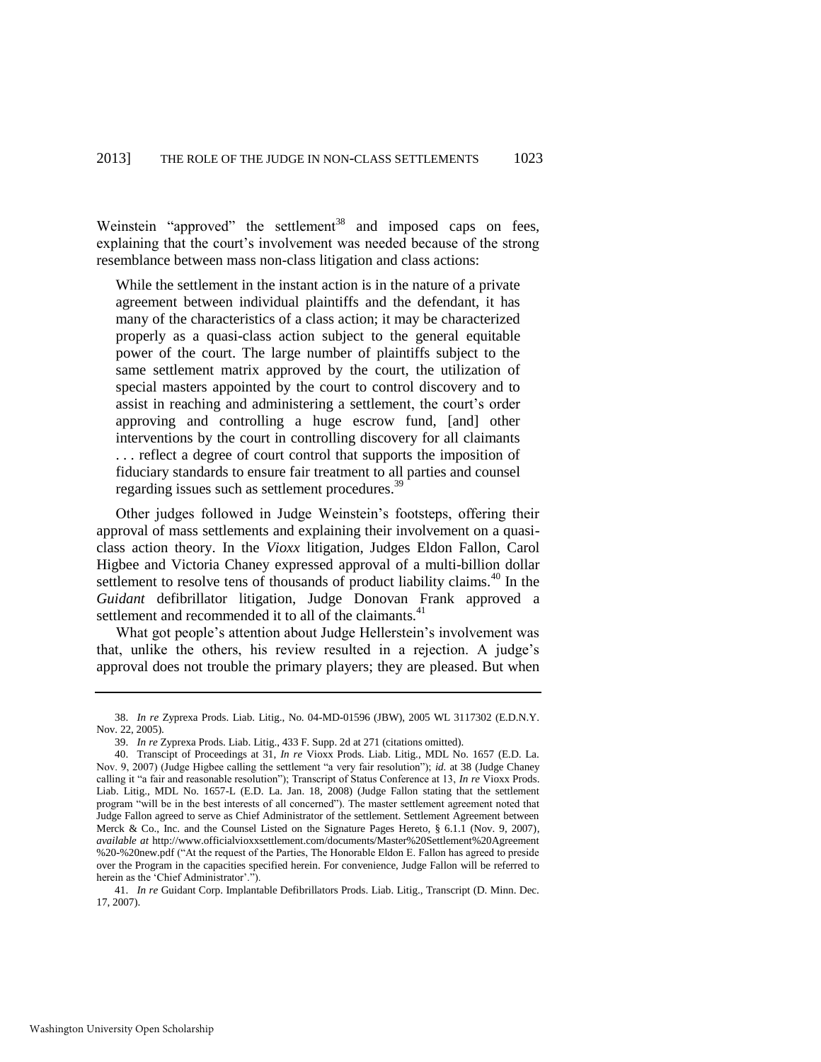Weinstein "approved" the settlement[38] and imposed caps on fees, explaining that the court's involvement was needed because of the strong resemblance between mass non-class litigation and class actions:

> While the settlement in the instant action is in the nature of a private agreement between individual plaintiffs and the defendant, it has many of the characteristics of a class action; it may be characterized properly as a quasi-class action subject to the general equitable power of the court. The large number of plaintiffs subject to the same settlement matrix approved by the court, the utilization of special masters appointed by the court to control discovery and to assist in reaching and administering a settlement, the court's order approving and controlling a huge escrow fund, [and] other interventions by the court in controlling discovery for all claimants . . . reflect a degree of court control that supports the imposition of fiduciary standards to ensure fair treatment to all parties and counsel regarding issues such as settlement procedures.[39]

Other judges followed in Judge Weinstein's footsteps, offering their approval of mass settlements and explaining their involvement on a quasi-class action theory. In the *Vioxx* litigation, Judges Eldon Fallon, Carol Higbee and Victoria Chaney expressed approval of a multi-billion dollar settlement to resolve tens of thousands of product liability claims.[40] In the *Guidant* defibrillator litigation, Judge Donovan Frank approved a settlement and recommended it to all of the claimants.[41]

What got people's attention about Judge Hellerstein's involvement was that, unlike the others, his review resulted in a rejection. A judge's approval does not trouble the primary players; they are pleased. But when

---

38. *In re* Zyprexa Prods. Liab. Litig., No. 04-MD-01596 (JBW), 2005 WL 3117302 (E.D.N.Y. Nov. 22, 2005).

39. *In re* Zyprexa Prods. Liab. Litig., 433 F. Supp. 2d at 271 (citations omitted).

40. Transcipt of Proceedings at 31, *In re* Vioxx Prods. Liab. Litig., MDL No. 1657 (E.D. La. Nov. 9, 2007) (Judge Higbee calling the settlement "a very fair resolution"); *id.* at 38 (Judge Chaney calling it "a fair and reasonable resolution"); Transcript of Status Conference at 13, *In re* Vioxx Prods. Liab. Litig., MDL No. 1657-L (E.D. La. Jan. 18, 2008) (Judge Fallon stating that the settlement program "will be in the best interests of all concerned"). The master settlement agreement noted that Judge Fallon agreed to serve as Chief Administrator of the settlement. Settlement Agreement between Merck & Co., Inc. and the Counsel Listed on the Signature Pages Hereto, § 6.1.1 (Nov. 9, 2007), *available at* http://www.officialvioxxsettlement.com/documents/Master%20Settlement%20Agreement%20-%20new.pdf ("At the request of the Parties, The Honorable Eldon E. Fallon has agreed to preside over the Program in the capacities specified herein. For convenience, Judge Fallon will be referred to herein as the 'Chief Administrator'.").

41. *In re* Guidant Corp. Implantable Defibrillators Prods. Liab. Litig., Transcript (D. Minn. Dec. 17, 2007).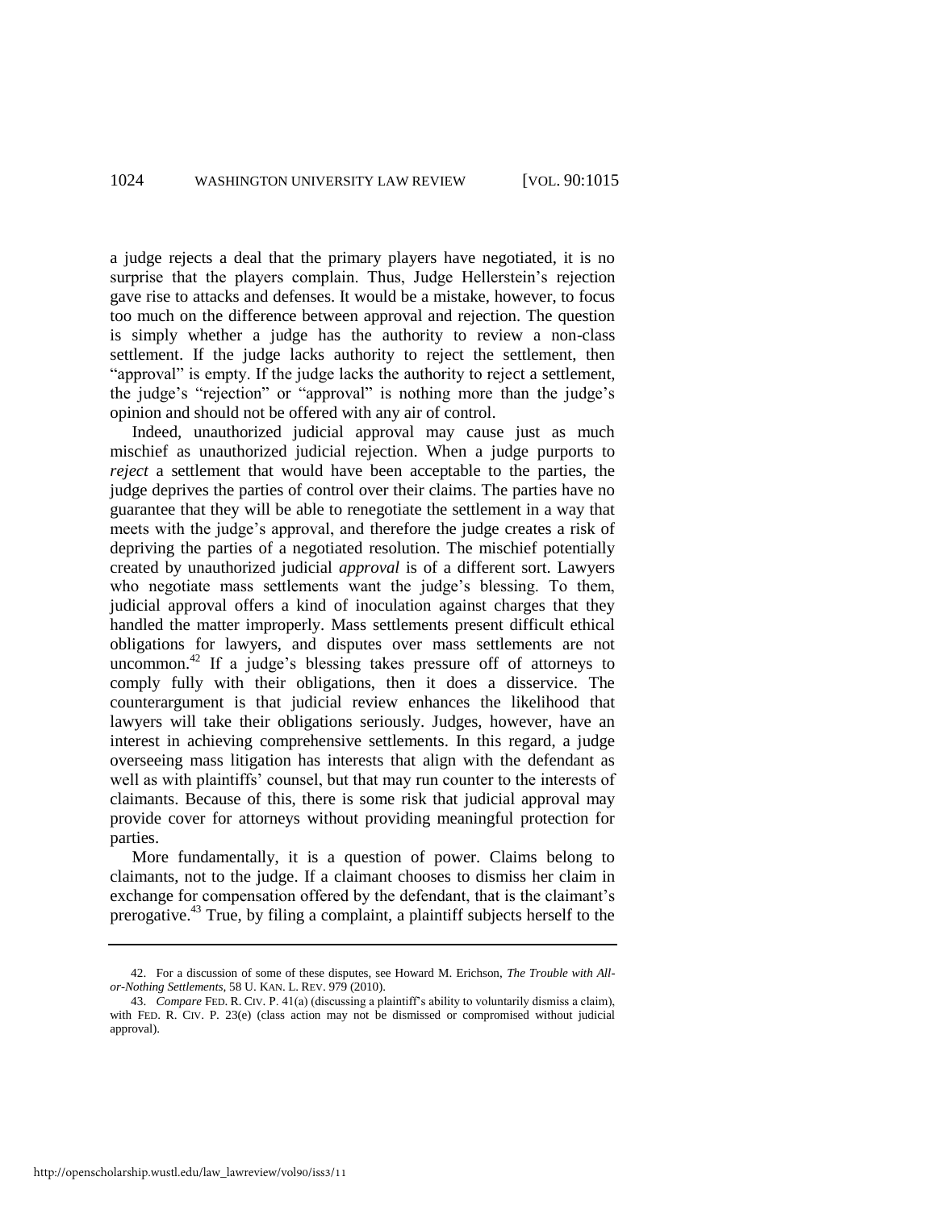a judge rejects a deal that the primary players have negotiated, it is no surprise that the players complain. Thus, Judge Hellerstein's rejection gave rise to attacks and defenses. It would be a mistake, however, to focus too much on the difference between approval and rejection. The question is simply whether a judge has the authority to review a non-class settlement. If the judge lacks authority to reject the settlement, then "approval" is empty. If the judge lacks the authority to reject a settlement, the judge's "rejection" or "approval" is nothing more than the judge's opinion and should not be offered with any air of control.

Indeed, unauthorized judicial approval may cause just as much mischief as unauthorized judicial rejection. When a judge purports to *reject* a settlement that would have been acceptable to the parties, the judge deprives the parties of control over their claims. The parties have no guarantee that they will be able to renegotiate the settlement in a way that meets with the judge's approval, and therefore the judge creates a risk of depriving the parties of a negotiated resolution. The mischief potentially created by unauthorized judicial *approval* is of a different sort. Lawyers who negotiate mass settlements want the judge's blessing. To them, judicial approval offers a kind of inoculation against charges that they handled the matter improperly. Mass settlements present difficult ethical obligations for lawyers, and disputes over mass settlements are not uncommon.[42] If a judge's blessing takes pressure off of attorneys to comply fully with their obligations, then it does a disservice. The counterargument is that judicial review enhances the likelihood that lawyers will take their obligations seriously. Judges, however, have an interest in achieving comprehensive settlements. In this regard, a judge overseeing mass litigation has interests that align with the defendant as well as with plaintiffs' counsel, but that may run counter to the interests of claimants. Because of this, there is some risk that judicial approval may provide cover for attorneys without providing meaningful protection for parties.

More fundamentally, it is a question of power. Claims belong to claimants, not to the judge. If a claimant chooses to dismiss her claim in exchange for compensation offered by the defendant, that is the claimant's prerogative.[43] True, by filing a complaint, a plaintiff subjects herself to the

---

42. For a discussion of some of these disputes, see Howard M. Erichson, *The Trouble with All-or-Nothing Settlements*, 58 U. KAN. L. REV. 979 (2010).

43. *Compare* FED. R. CIV. P. 41(a) (discussing a plaintiff's ability to voluntarily dismiss a claim), with FED. R. CIV. P. 23(e) (class action may not be dismissed or compromised without judicial approval).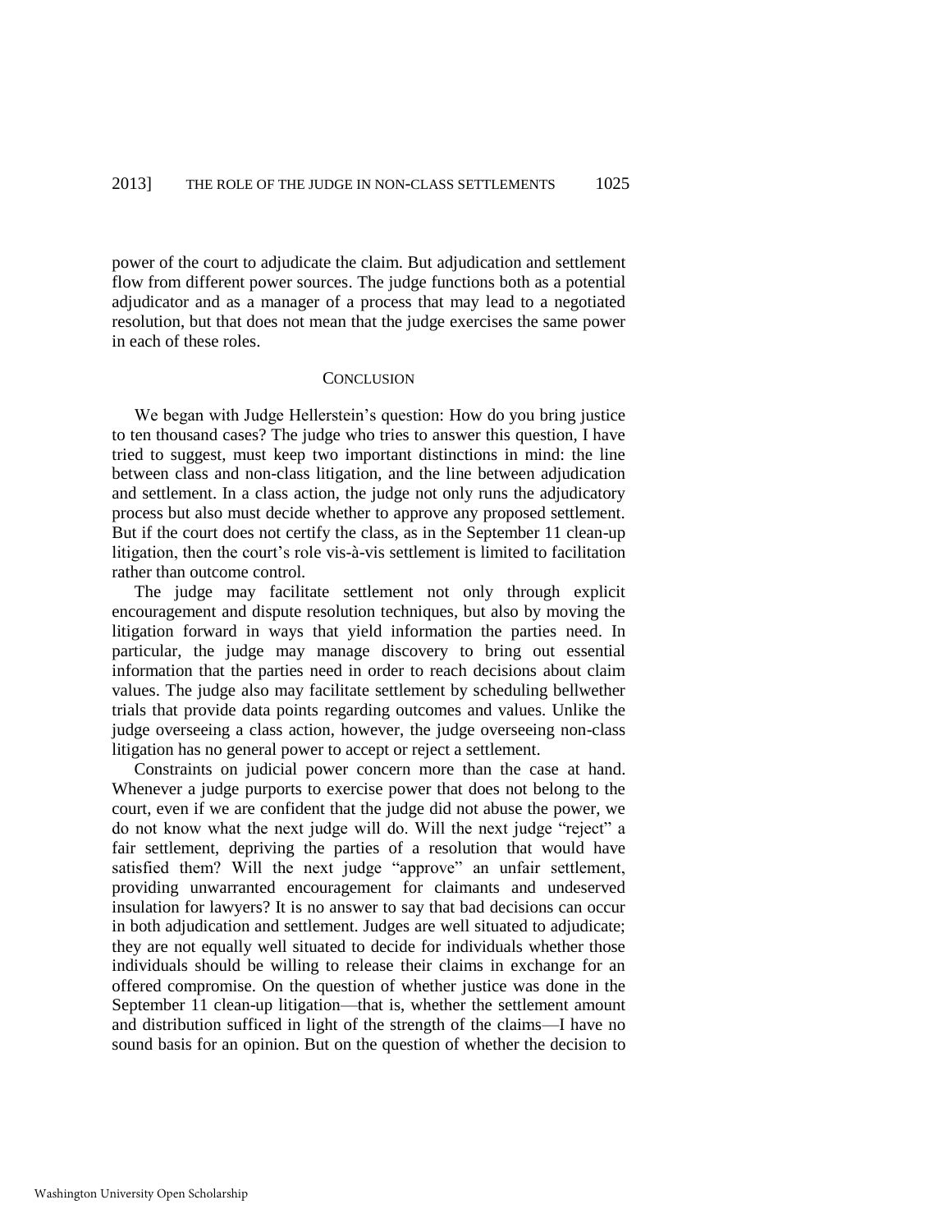power of the court to adjudicate the claim. But adjudication and settlement flow from different power sources. The judge functions both as a potential adjudicator and as a manager of a process that may lead to a negotiated resolution, but that does not mean that the judge exercises the same power in each of these roles.

## CONCLUSION

We began with Judge Hellerstein's question: How do you bring justice to ten thousand cases? The judge who tries to answer this question, I have tried to suggest, must keep two important distinctions in mind: the line between class and non-class litigation, and the line between adjudication and settlement. In a class action, the judge not only runs the adjudicatory process but also must decide whether to approve any proposed settlement. But if the court does not certify the class, as in the September 11 clean-up litigation, then the court's role vis-à-vis settlement is limited to facilitation rather than outcome control.

The judge may facilitate settlement not only through explicit encouragement and dispute resolution techniques, but also by moving the litigation forward in ways that yield information the parties need. In particular, the judge may manage discovery to bring out essential information that the parties need in order to reach decisions about claim values. The judge also may facilitate settlement by scheduling bellwether trials that provide data points regarding outcomes and values. Unlike the judge overseeing a class action, however, the judge overseeing non-class litigation has no general power to accept or reject a settlement.

Constraints on judicial power concern more than the case at hand. Whenever a judge purports to exercise power that does not belong to the court, even if we are confident that the judge did not abuse the power, we do not know what the next judge will do. Will the next judge "reject" a fair settlement, depriving the parties of a resolution that would have satisfied them? Will the next judge "approve" an unfair settlement, providing unwarranted encouragement for claimants and undeserved insulation for lawyers? It is no answer to say that bad decisions can occur in both adjudication and settlement. Judges are well situated to adjudicate; they are not equally well situated to decide for individuals whether those individuals should be willing to release their claims in exchange for an offered compromise. On the question of whether justice was done in the September 11 clean-up litigation—that is, whether the settlement amount and distribution sufficed in light of the strength of the claims—I have no sound basis for an opinion. But on the question of whether the decision to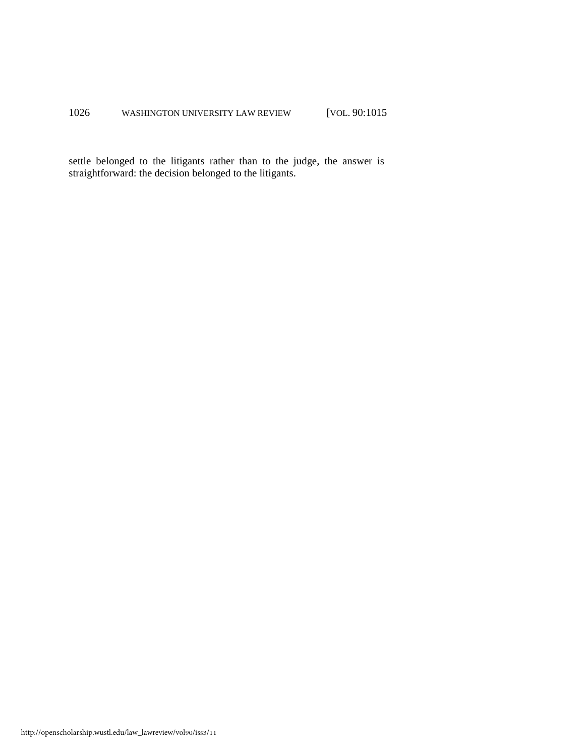settle belonged to the litigants rather than to the judge, the answer is straightforward: the decision belonged to the litigants.